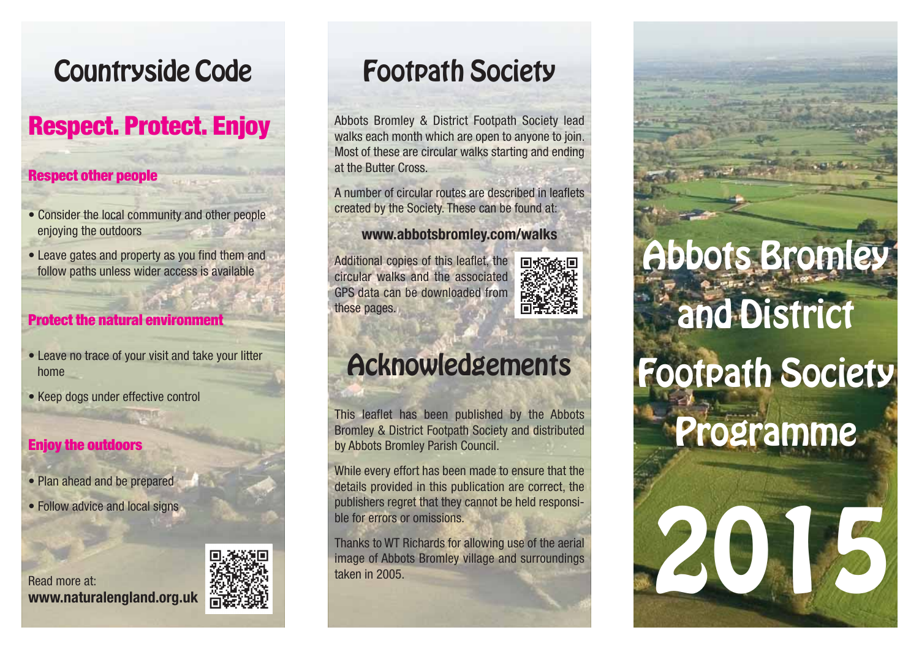# Countryside Code

## Respect. Protect. Enjoy

### Respect other people

- Consider the local community and other people enjoying the outdoors
- Leave gates and property as you find them and follow paths unless wider access is available

### Protect the natural environment

- Leave no trace of your visit and take your litter home
- Keep dogs under effective control

### Enjoy the outdoors

- Plan ahead and be prepared
- Follow advice and local signs

Read more at:
**www.naturalengland.org.uk**

# Footpath Society

Abbots Bromley & District Footpath Society lead walks each month which are open to anyone to join. Most of these are circular walks starting and ending at the Butter Cross.

A number of circular routes are described in leaflets created by the Society. These can be found at:

**www.abbotsbromley.com/walks**

Additional copies of this leaflet, the circular walks and the associated GPS data can be downloaded from these pages.

# Acknowledgements

This leaflet has been published by the Abbots Bromley & District Footpath Society and distributed by Abbots Bromley Parish Council.

While every effort has been made to ensure that the details provided in this publication are correct, the publishers regret that they cannot be held responsible for errors or omissions.

Thanks to WT Richards for allowing use of the aerial image of Abbots Bromley village and surroundings taken in 2005.

# Abbots Bromley and District Footpath Society Programme

# 2015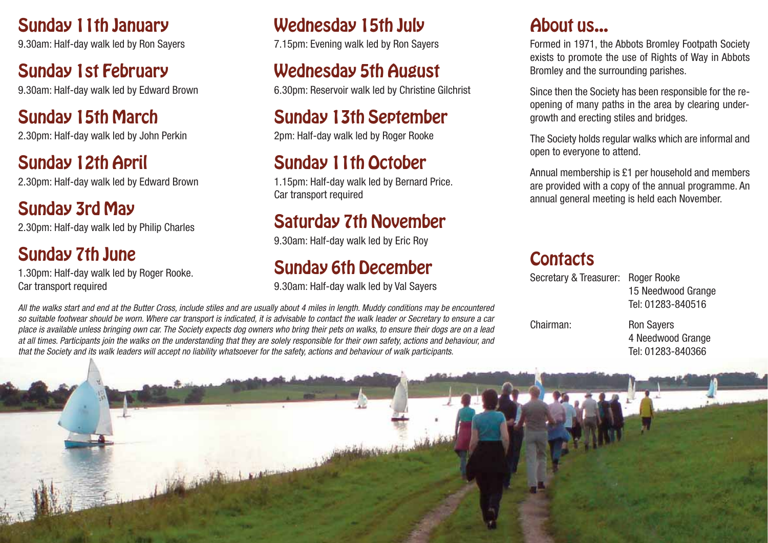## Sunday 11th January

9.30am: Half-day walk led by Ron Sayers

## Sunday 1st February

9.30am: Half-day walk led by Edward Brown

## Sunday 15th March

2.30pm: Half-day walk led by John Perkin

## Sunday 12th April

2.30pm: Half-day walk led by Edward Brown

## Sunday 3rd May

2.30pm: Half-day walk led by Philip Charles

## Sunday 7th June

1.30pm: Half-day walk led by Roger Rooke.
Car transport required

## Wednesday 15th July

7.15pm: Evening walk led by Ron Sayers

## Wednesday 5th August

6.30pm: Reservoir walk led by Christine Gilchrist

## Sunday 13th September

2pm: Half-day walk led by Roger Rooke

## Sunday 11th October

1.15pm: Half-day walk led by Bernard Price.
Car transport required

## Saturday 7th November

9.30am: Half-day walk led by Eric Roy

## Sunday 6th December

9.30am: Half-day walk led by Val Sayers

*All the walks start and end at the Butter Cross, include stiles and are usually about 4 miles in length. Muddy conditions may be encountered so suitable footwear should be worn. Where car transport is indicated, it is advisable to contact the walk leader or Secretary to ensure a car place is available unless bringing own car. The Society expects dog owners who bring their pets on walks, to ensure their dogs are on a lead at all times. Participants join the walks on the understanding that they are solely responsible for their own safety, actions and behaviour, and that the Society and its walk leaders will accept no liability whatsoever for the safety, actions and behaviour of walk participants.*

## About us...

Formed in 1971, the Abbots Bromley Footpath Society exists to promote the use of Rights of Way in Abbots Bromley and the surrounding parishes.

Since then the Society has been responsible for the re-opening of many paths in the area by clearing undergrowth and erecting stiles and bridges.

The Society holds regular walks which are informal and open to everyone to attend.

Annual membership is £1 per household and members are provided with a copy of the annual programme. An annual general meeting is held each November.

## Contacts

Secretary & Treasurer: Roger Rooke
15 Needwood Grange
Tel: 01283-840516

Chairman: Ron Sayers
4 Needwood Grange
Tel: 01283-840366